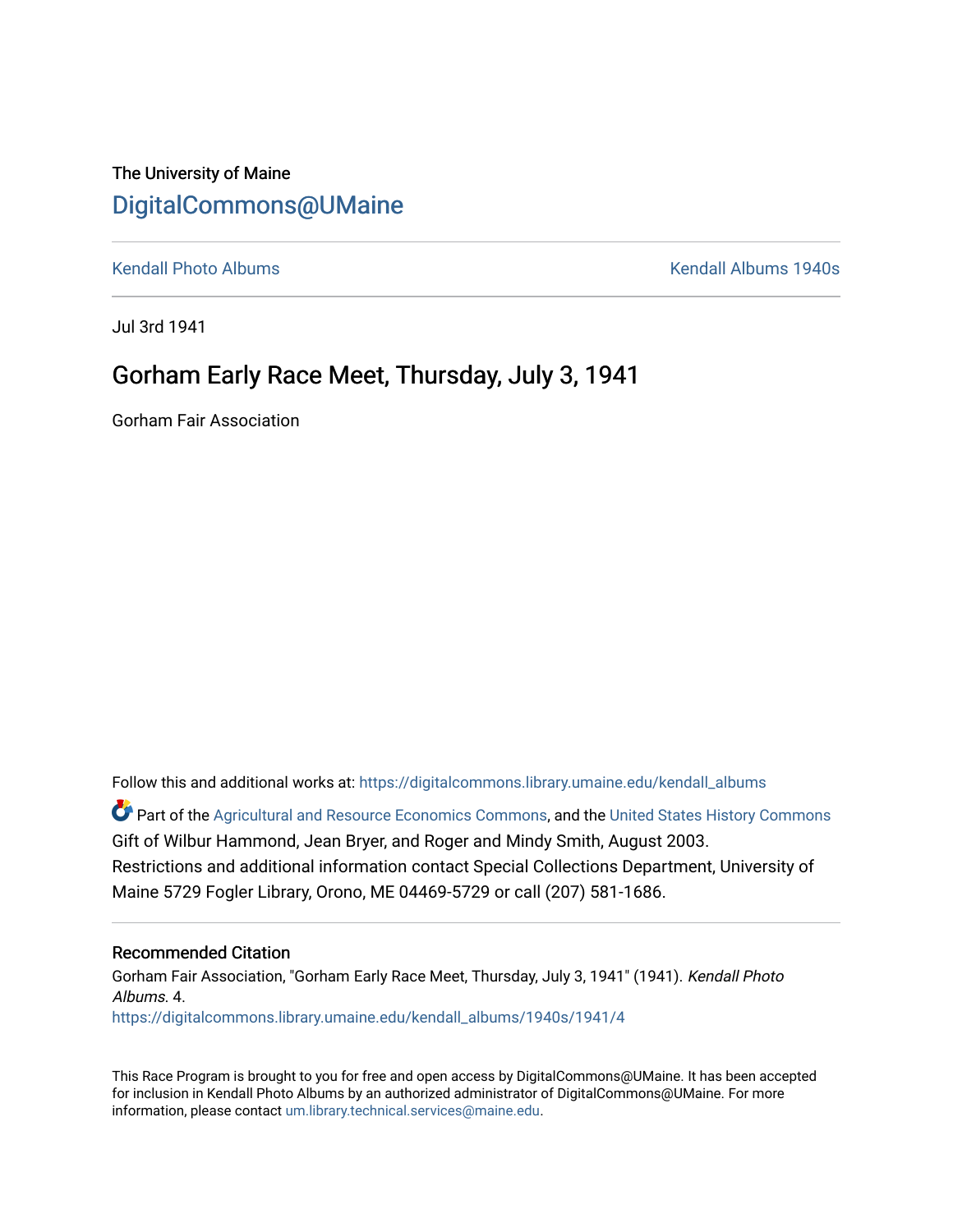The University of Maine

# DigitalCommons@UMaine

Kendall Photo Albums | Kendall Albums 1940s

Jul 3rd 1941

## Gorham Early Race Meet, Thursday, July 3, 1941

Gorham Fair Association

Follow this and additional works at: https://digitalcommons.library.umaine.edu/kendall_albums

Part of the Agricultural and Resource Economics Commons, and the United States History Commons

Gift of Wilbur Hammond, Jean Bryer, and Roger and Mindy Smith, August 2003.

Restrictions and additional information contact Special Collections Department, University of Maine 5729 Fogler Library, Orono, ME 04469-5729 or call (207) 581-1686.

### Recommended Citation

Gorham Fair Association, "Gorham Early Race Meet, Thursday, July 3, 1941" (1941). *Kendall Photo Albums*. 4.

https://digitalcommons.library.umaine.edu/kendall_albums/1940s/1941/4

This Race Program is brought to you for free and open access by DigitalCommons@UMaine. It has been accepted for inclusion in Kendall Photo Albums by an authorized administrator of DigitalCommons@UMaine. For more information, please contact um.library.technical.services@maine.edu.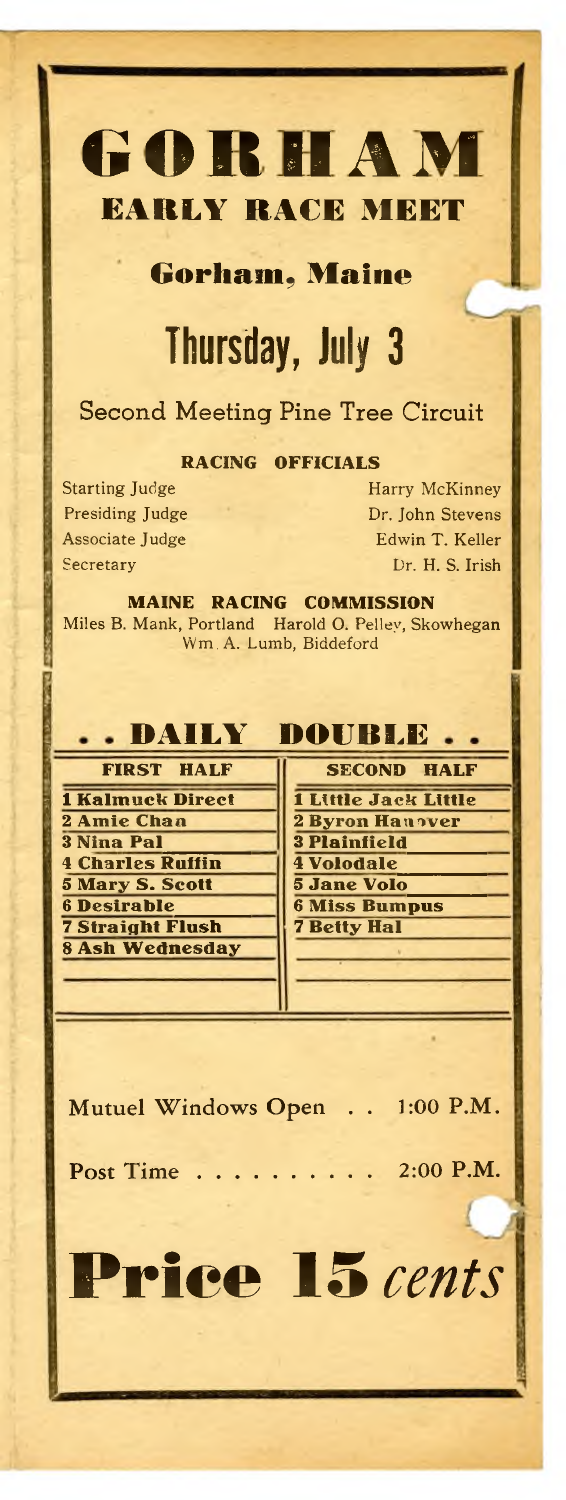# GORHAM

## EARLY RACE MEET

### Gorham, Maine

# Thursday, July 3

Second Meeting Pine Tree Circuit

**RACING OFFICIALS**

Starting Judge — Harry McKinney
Presiding Judge — Dr. John Stevens
Associate Judge — Edwin T. Keller
Secretary — Dr. H. S. Irish

**MAINE RACING COMMISSION**

Miles B. Mank, Portland   Harold O. Pelley, Skowhegan
Wm. A. Lumb, Biddeford

## . . DAILY DOUBLE . .

| FIRST HALF | SECOND HALF |
|---|---|
| 1 Kalmuck Direct | 1 Little Jack Little |
| 2 Amie Chan | 2 Byron Hanover |
| 3 Nina Pal | 3 Plainfield |
| 4 Charles Ruffin | 4 Volodale |
| 5 Mary S. Scott | 5 Jane Volo |
| 6 Desirable | 6 Miss Bumpus |
| 7 Straight Flush | 7 Betty Hal |
| 8 Ash Wednesday | |

Mutuel Windows Open . . 1:00 P.M.

Post Time . . . . . . . . . . 2:00 P.M.

# Price 15 *cents*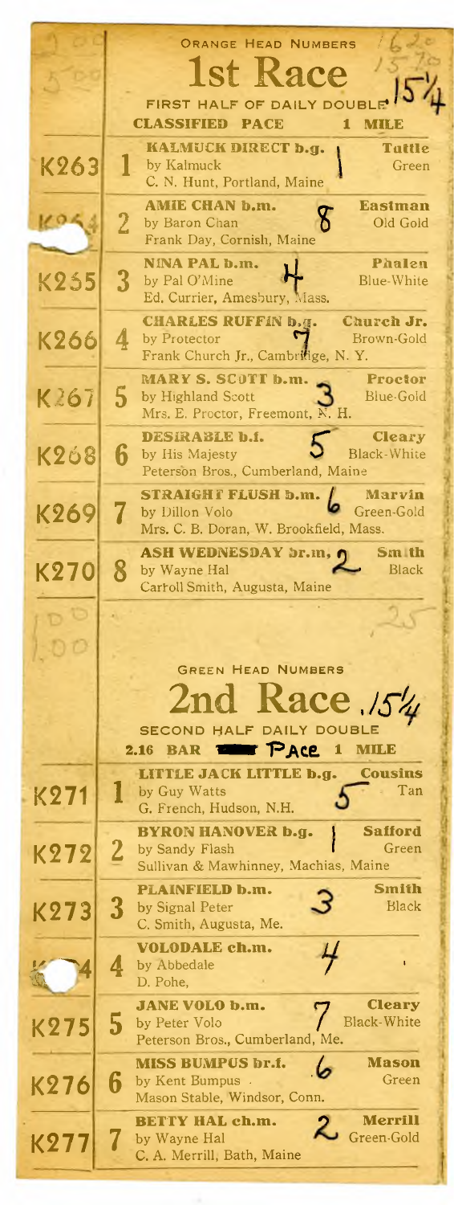ORANGE HEAD NUMBERS

# 1st Race

FIRST HALF OF DAILY DOUBLE

**CLASSIFIED PACE — 1 MILE**

| Ticket | No. | Horse / Sire / Owner | Driver / Colors |
|---|---|---|---|
| K263 | 1 | **KALMUCK DIRECT b.g.** by Kalmuck — C. N. Hunt, Portland, Maine | **Tuttle** Green |
| K264 | 2 | **AMIE CHAN b.m.** by Baron Chan — Frank Day, Cornish, Maine | **Eastman** Old Gold |
| K265 | 3 | **NINA PAL b.m.** by Pal O'Mine — Ed. Currier, Amesbury, Mass. | **Phalen** Blue-White |
| K266 | 4 | **CHARLES RUFFIN b.g.** by Protector — Frank Church Jr., Cambridge, N. Y. | **Church Jr.** Brown-Gold |
| K267 | 5 | **MARY S. SCOTT b.m.** by Highland Scott — Mrs. E. Proctor, Freemont, N. H. | **Proctor** Blue-Gold |
| K268 | 6 | **DESIRABLE b.f.** by His Majesty — Peterson Bros., Cumberland, Maine | **Cleary** Black-White |
| K269 | 7 | **STRAIGHT FLUSH b.m.** by Dillon Volo — Mrs. C. B. Doran, W. Brookfield, Mass. | **Marvin** Green-Gold |
| K270 | 8 | **ASH WEDNESDAY br.m.** by Wayne Hal — Carroll Smith, Augusta, Maine | **Smith** Black |

GREEN HEAD NUMBERS

# 2nd Race

SECOND HALF DAILY DOUBLE

**2.16 BAR PACE — 1 MILE**

| Ticket | No. | Horse / Sire / Owner | Driver / Colors |
|---|---|---|---|
| K271 | 1 | **LITTLE JACK LITTLE b.g.** by Guy Watts — G. French, Hudson, N.H. | **Cousins** Tan |
| K272 | 2 | **BYRON HANOVER b.g.** by Sandy Flash — Sullivan & Mawhinney, Machias, Maine | **Safford** Green |
| K273 | 3 | **PLAINFIELD b.m.** by Signal Peter — C. Smith, Augusta, Me. | **Smith** Black |
| K274 | 4 | **VOLODALE ch.m.** by Abbedale — D. Pohe, | |
| K275 | 5 | **JANE VOLO b.m.** by Peter Volo — Peterson Bros., Cumberland, Me. | **Cleary** Black-White |
| K276 | 6 | **MISS BUMPUS br.f.** by Kent Bumpus — Mason Stable, Windsor, Conn. | **Mason** Green |
| K277 | 7 | **BETTY HAL ch.m.** by Wayne Hal — C. A. Merrill, Bath, Maine | **Merrill** Green-Gold |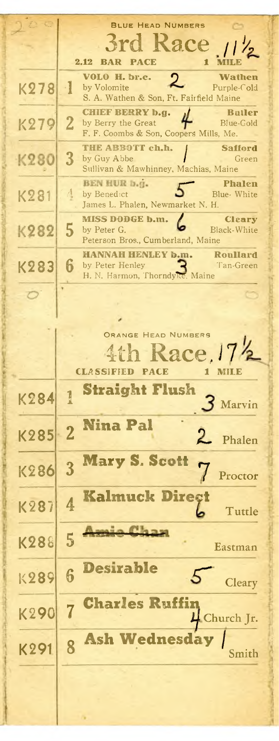## BLUE HEAD NUMBERS

# 3rd Race 11½

**2.12 BAR PACE** — **1 MILE**

| | | Horse | Finish | Driver / Colors |
|---|---|---|---|---|
| K278 | 1 | **VOLO H. br.c.** by Volomite — S. A. Wathen & Son, Ft. Fairfield Maine | 2 | **Wathen** Purple-Gold |
| K279 | 2 | **CHIEF BERRY b.g.** by Berry the Great — F. F. Coombs & Son, Coopers Mills, Me. | 4 | **Butler** Blue-Gold |
| K280 | 3 | **THE ABBOTT ch.h.** by Guy Abbe — Sullivan & Mawhinney, Machias, Maine | 1 | **Safford** Green |
| K281 | 4 | **BEN HUR b.g.** by Benedict — James L. Phalen, Newmarket N. H. | 5 | **Phalen** Blue-White |
| K282 | 5 | **MISS DODGE b.m.** by Peter G. — Peterson Bros., Cumberland, Maine | 6 | **Cleary** Black-White |
| K283 | 6 | **HANNAH HENLEY b.m.** by Peter Henley — H. N. Harmon, Thorndyke, Maine | 3 | **Roullard** Tan-Green |

## ORANGE HEAD NUMBERS

# 4th Race, 17½

**CLASSIFIED PACE** — **1 MILE**

| | | Horse | Finish | Driver |
|---|---|---|---|---|
| K284 | 1 | **Straight Flush** | 3 | Marvin |
| K285 | 2 | **Nina Pal** | 2 | Phalen |
| K286 | 3 | **Mary S. Scott** | 7 | Proctor |
| K287 | 4 | **Kalmuck Direct** | 6 | Tuttle |
| K288 | 5 | ~~**Amie Chan**~~ | | Eastman |
| K289 | 6 | **Desirable** | 5 | Cleary |
| K290 | 7 | **Charles Ruffin** | 4 | Church Jr. |
| K291 | 8 | **Ash Wednesday** | 1 | Smith |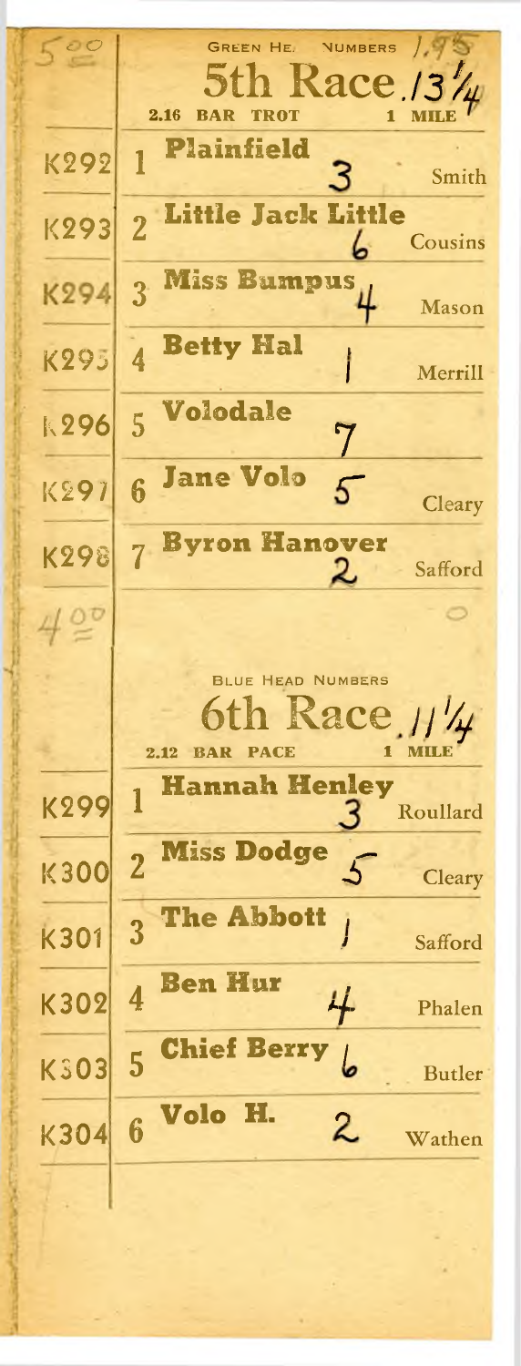5.00

GREEN HEAD NUMBERS 1.95

## 5th Race. 13 1/4

2.16 BAR TROT 1 MILE

| | | Horse | Finish | Driver |
|---|---|---|---|---|
| K292 | 1 | **Plainfield** | 3 | Smith |
| K293 | 2 | **Little Jack Little** | 6 | Cousins |
| K294 | 3 | **Miss Bumpus** | 4 | Mason |
| K295 | 4 | **Betty Hal** | 1 | Merrill |
| K296 | 5 | **Volodale** | 7 | |
| K297 | 6 | **Jane Volo** | 5 | Cleary |
| K298 | 7 | **Byron Hanover** | 2 | Safford |

4.00

BLUE HEAD NUMBERS

## 6th Race. 11 1/4

2.12 BAR PACE 1 MILE

| | | Horse | Finish | Driver |
|---|---|---|---|---|
| K299 | 1 | **Hannah Henley** | 3 | Roullard |
| K300 | 2 | **Miss Dodge** | 5 | Cleary |
| K301 | 3 | **The Abbott** | 1 | Safford |
| K302 | 4 | **Ben Hur** | 4 | Phalen |
| K303 | 5 | **Chief Berry** | 6 | Butler |
| K304 | 6 | **Volo H.** | 2 | Wathen |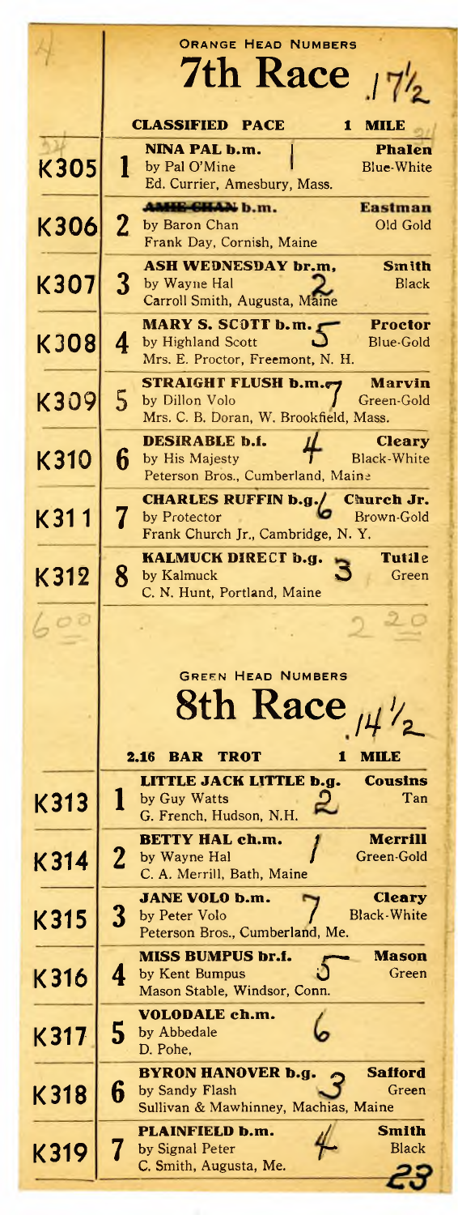## ORANGE HEAD NUMBERS

# 7th Race .17½

**CLASSIFIED PACE** — **1 MILE**

| Program | No. | Horse / Sire / Owner | | Driver / Colors |
|---|---|---|---|---|
| K305 | 1 | **NINA PAL b.m.** by Pal O'Mine, Ed. Currier, Amesbury, Mass. | | **Phalen** Blue-White |
| K306 | 2 | **AMIE CHAN b.m.** by Baron Chan, Frank Day, Cornish, Maine | | **Eastman** Old Gold |
| K307 | 3 | **ASH WEDNESDAY br.m.** by Wayne Hal, Carroll Smith, Augusta, Maine | 2 | **Smith** Black |
| K308 | 4 | **MARY S. SCOTT b.m.** by Highland Scott, Mrs. E. Proctor, Freemont, N. H. | 5 | **Proctor** Blue-Gold |
| K309 | 5 | **STRAIGHT FLUSH b.m.** by Dillon Volo, Mrs. C. B. Doran, W. Brookfield, Mass. | 7 | **Marvin** Green-Gold |
| K310 | 6 | **DESIRABLE b.f.** by His Majesty, Peterson Bros., Cumberland, Maine | 4 | **Cleary** Black-White |
| K311 | 7 | **CHARLES RUFFIN b.g.** by Protector, Frank Church Jr., Cambridge, N. Y. | 6 | **Church Jr.** Brown-Gold |
| K312 | 8 | **KALMUCK DIRECT b.g.** by Kalmuck, C. N. Hunt, Portland, Maine | 3 | **Tutile** Green |

600 — 2 20

## GREEN HEAD NUMBERS

# 8th Race .14½

**2.16 BAR TROT** — **1 MILE**

| Program | No. | Horse / Sire / Owner | | Driver / Colors |
|---|---|---|---|---|
| K313 | 1 | **LITTLE JACK LITTLE b.g.** by Guy Watts, G. French, Hudson, N.H. | 2 | **Cousins** Tan |
| K314 | 2 | **BETTY HAL ch.m.** by Wayne Hal, C. A. Merrill, Bath, Maine | 1 | **Merrill** Green-Gold |
| K315 | 3 | **JANE VOLO b.m.** by Peter Volo, Peterson Bros., Cumberland, Me. | 7 | **Cleary** Black-White |
| K316 | 4 | **MISS BUMPUS br.f.** by Kent Bumpus, Mason Stable, Windsor, Conn. | 5 | **Mason** Green |
| K317 | 5 | **VOLODALE ch.m.** by Abbedale, D. Pohe, | 6 | |
| K318 | 6 | **BYRON HANOVER b.g.** by Sandy Flash, Sullivan & Mawhinney, Machias, Maine | 3 | **Safford** Green |
| K319 | 7 | **PLAINFIELD b.m.** by Signal Peter, C. Smith, Augusta, Me. | 4 | **Smith** Black |

23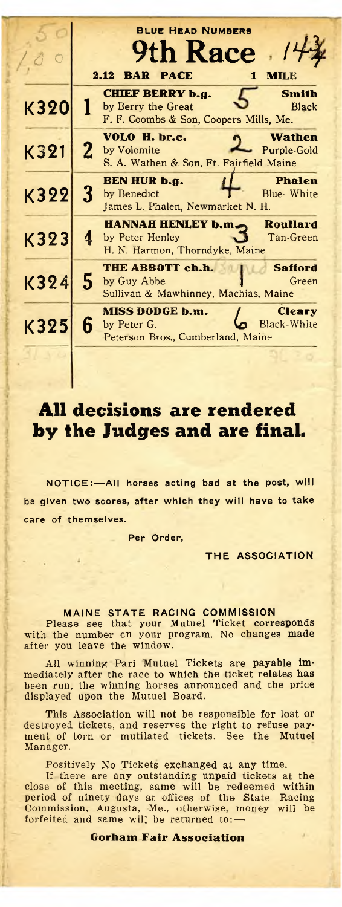BLUE HEAD NUMBERS

# 9th Race

**2.12 BAR PACE** — **1 MILE**

| | | | |
|---|---|---|---|
| K320 | 1 | **CHIEF BERRY b.g.** by Berry the Great<br>F. F. Coombs & Son, Coopers Mills, Me. | **Smith**<br>Black |
| K321 | 2 | **VOLO H. br.c.** by Volomite<br>S. A. Wathen & Son, Ft. Fairfield Maine | **Wathen**<br>Purple-Gold |
| K322 | 3 | **BEN HUR b.g.** by Benedict<br>James L. Phalen, Newmarket N. H. | **Phalen**<br>Blue- White |
| K323 | 4 | **HANNAH HENLEY b.m.** by Peter Henley<br>H. N. Harmon, Thorndyke, Maine | **Roullard**<br>Tan-Green |
| K324 | 5 | **THE ABBOTT ch.h.** by Guy Abbe<br>Sullivan & Mawhinney, Machias, Maine | **Safford**<br>Green |
| K325 | 6 | **MISS DODGE b.m.** by Peter G.<br>Peterson Bros., Cumberland, Maine | **Cleary**<br>Black-White |

## All decisions are rendered by the Judges and are final.

NOTICE:—All horses acting bad at the post, will be given two scores, after which they will have to take care of themselves.

Per Order,

THE ASSOCIATION

### MAINE STATE RACING COMMISSION

Please see that your Mutuel Ticket corresponds with the number on your program. No changes made after you leave the window.

All winning Pari Mutuel Tickets are payable immediately after the race to which the ticket relates has been run, the winning horses announced and the price displayed upon the Mutuel Board.

This Association will not be responsible for lost or destroyed tickets, and reserves the right to refuse payment of torn or mutilated tickets. See the Mutuel Manager.

Positively No Tickets exchanged at any time.

If there are any outstanding unpaid tickets at the close of this meeting, same will be redeemed within period of ninety days at offices of the State Racing Commission, Augusta, Me., otherwise, money will be forfeited and same will be returned to:—

**Gorham Fair Association**